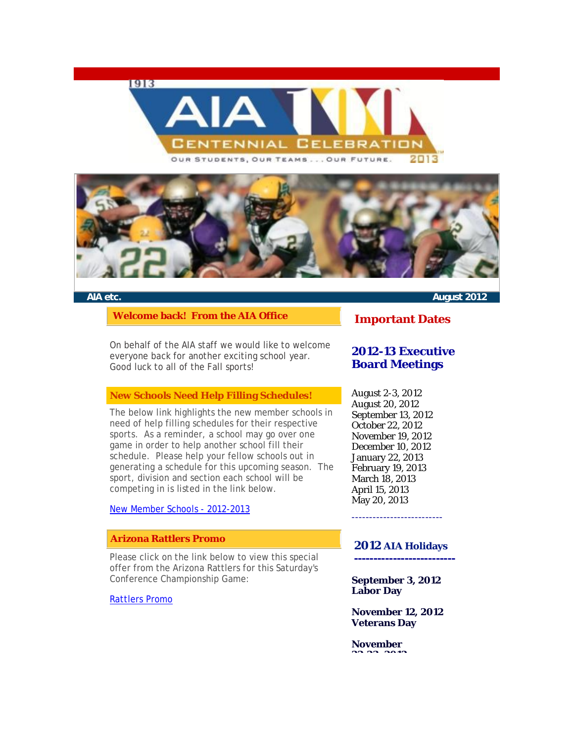AIA etc. — August 2012

## Welcome back! From the AIA Office

On behalf of the AIA staff we would like to welcome everyone back for another exciting school year. Good luck to all of the Fall sports!

## New Schools Need Help Filling Schedules!

The below link highlights the new member schools in need of help filling schedules for their respective sports. As a reminder, a school may go over one game in order to help another school fill their schedule. Please help your fellow schools out in generating a schedule for this upcoming season. The sport, division and section each school will be competing in is listed in the link below.

[New Member Schools - 2012-2013]

## Arizona Rattlers Promo

Please click on the link below to view this special offer from the Arizona Rattlers for this Saturday's Conference Championship Game:

[Rattlers Promo]

## Important Dates

### 2012-13 Executive Board Meetings

August 2-3, 2012
August 20, 2012
September 13, 2012
October 22, 2012
November 19, 2012
December 10, 2012
January 22, 2013
February 19, 2013
March 18, 2013
April 15, 2013
May 20, 2013

--------------------------

### 2012 AIA Holidays

--------------------------

**September 3, 2012**
**Labor Day**

**November 12, 2012**
**Veterans Day**

**November**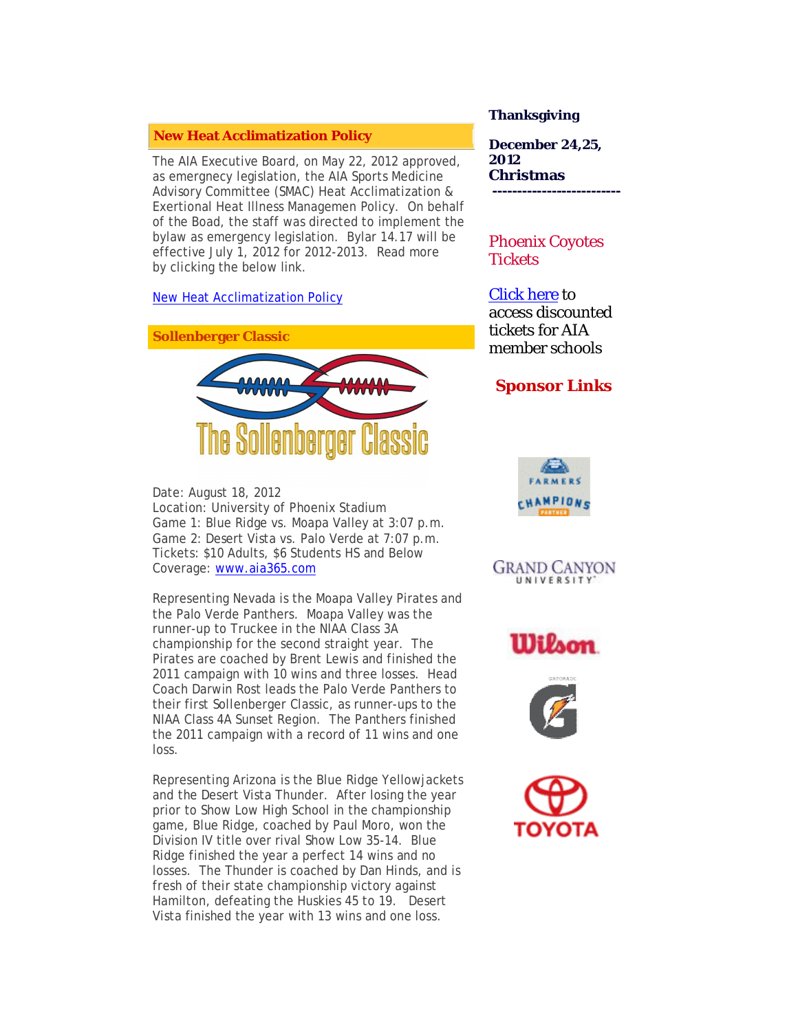## New Heat Acclimatization Policy

The AIA Executive Board, on May 22, 2012 approved, as emergnecy legislation, the AIA Sports Medicine Advisory Committee (SMAC) Heat Acclimatization & Exertional Heat Illness Managemen Policy. On behalf of the Boad, the staff was directed to implement the bylaw as emergency legislation. Bylar 14.17 will be effective July 1, 2012 for 2012-2013. Read more by clicking the below link.

New Heat Acclimatization Policy

## Sollenberger Classic

The Sollenberger Classic

Date: August 18, 2012
Location: University of Phoenix Stadium
Game 1: Blue Ridge vs. Moapa Valley at 3:07 p.m.
Game 2: Desert Vista vs. Palo Verde at 7:07 p.m.
Tickets: $10 Adults, $6 Students HS and Below
Coverage: www.aia365.com

Representing Nevada is the Moapa Valley Pirates and the Palo Verde Panthers. Moapa Valley was the runner-up to Truckee in the NIAA Class 3A championship for the second straight year. The Pirates are coached by Brent Lewis and finished the 2011 campaign with 10 wins and three losses. Head Coach Darwin Rost leads the Palo Verde Panthers to their first Sollenberger Classic, as runner-ups to the NIAA Class 4A Sunset Region. The Panthers finished the 2011 campaign with a record of 11 wins and one loss.

Representing Arizona is the Blue Ridge Yellowjackets and the Desert Vista Thunder. After losing the year prior to Show Low High School in the championship game, Blue Ridge, coached by Paul Moro, won the Division IV title over rival Show Low 35-14. Blue Ridge finished the year a perfect 14 wins and no losses. The Thunder is coached by Dan Hinds, and is fresh of their state championship victory against Hamilton, defeating the Huskies 45 to 19. Desert Vista finished the year with 13 wins and one loss.

**Thanksgiving**

**December 24,25, 2012**
**Christmas**
**--------------------------**

## Phoenix Coyotes Tickets

Click here to access discounted tickets for AIA member schools

## Sponsor Links

FARMERS CHAMPIONS PARTNER

GRAND CANYON UNIVERSITY

Wilson

GATORADE

TOYOTA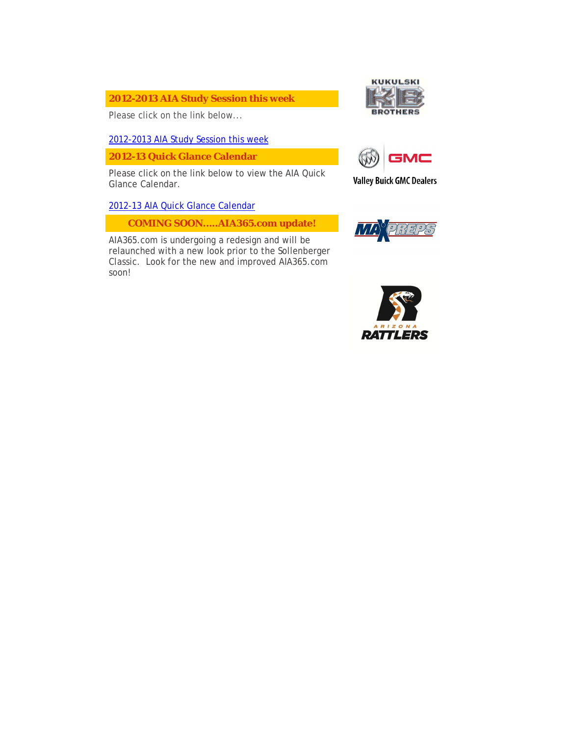## 2012-2013 AIA Study Session this week

Please click on the link below...

2012-2013 AIA Study Session this week

## 2012-13 Quick Glance Calendar

Please click on the link below to view the AIA Quick Glance Calendar.

2012-13 AIA Quick Glance Calendar

## COMING SOON.....AIA365.com update!

AIA365.com is undergoing a redesign and will be relaunched with a new look prior to the Sollenberger Classic.  Look for the new and improved AIA365.com soon!